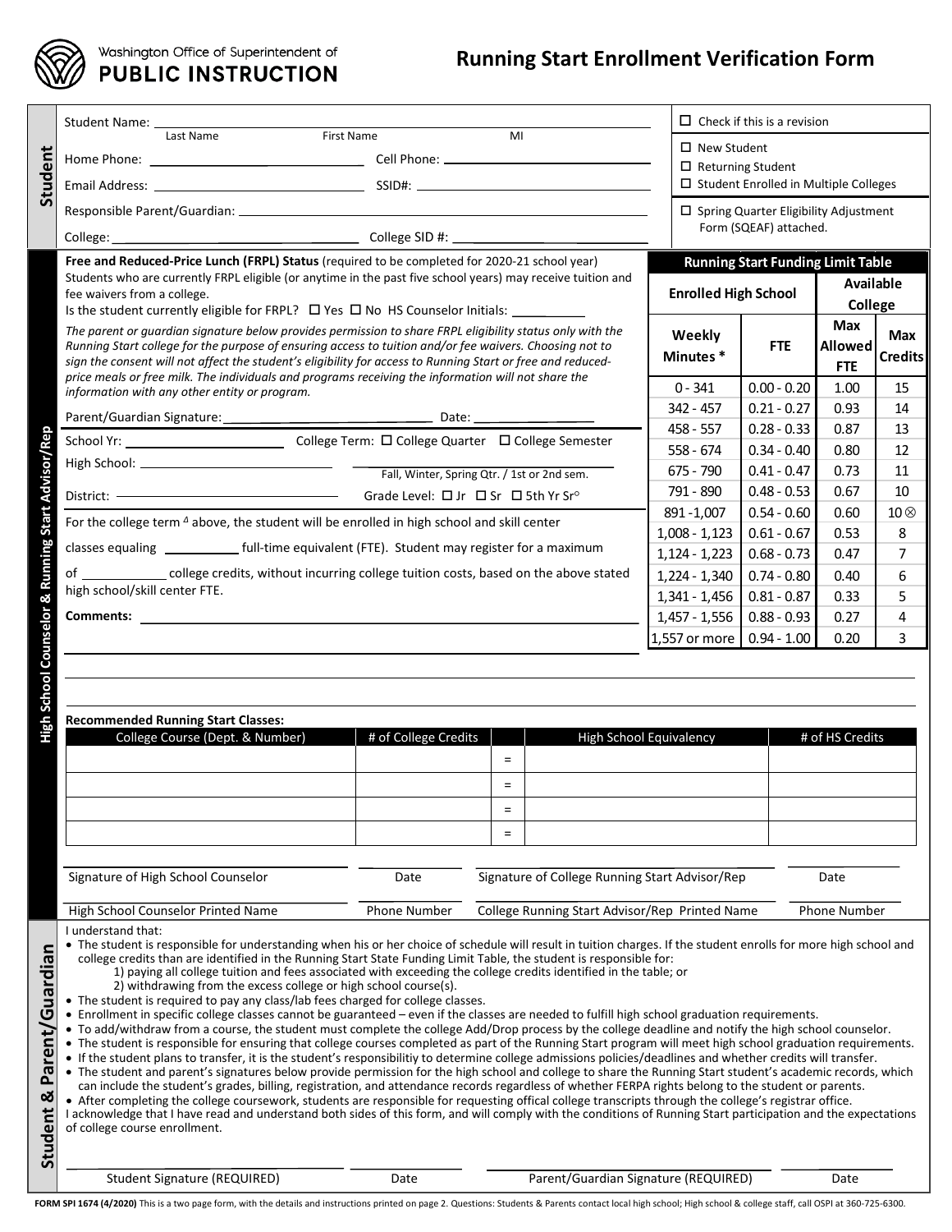Washington Office of Superintendent of **PUBLIC INSTRUCTION**

# Running Start Enrollment Verification Form

## Student

Student Name: ______________________________
Last Name First Name MI

Home Phone: ______________ Cell Phone: ______________

Email Address: ______________ SSID#: ______________

Responsible Parent/Guardian: ______________________________

College: ______________ College SID #: ______________

☐ Check if this is a revision

☐ New Student
☐ Returning Student
☐ Student Enrolled in Multiple Colleges

☐ Spring Quarter Eligibility Adjustment Form (SQEAF) attached.

## High School Counselor & Running Start Advisor/Rep

**Free and Reduced-Price Lunch (FRPL) Status** (required to be completed for 2020-21 school year)
Students who are currently FRPL eligible (or anytime in the past five school years) may receive tuition and fee waivers from a college.
Is the student currently eligible for FRPL? ☐ Yes ☐ No HS Counselor Initials: __________

*The parent or guardian signature below provides permission to share FRPL eligibility status only with the Running Start college for the purpose of ensuring access to tuition and/or fee waivers. Choosing not to sign the consent will not affect the student's eligibility for access to Running Start or free and reduced-price meals or free milk. The individuals and programs receiving the information will not share the information with any other entity or program.*

Parent/Guardian Signature: ______________ Date: ______________

School Yr: ______________ College Term: ☐ College Quarter ☐ College Semester

High School: ______________ ______________
Fall, Winter, Spring Qtr. / 1st or 2nd sem.

District: ______________ Grade Level: ☐ Jr ☐ Sr ☐ 5th Yr Sr◦

For the college term ^Δ^ above, the student will be enrolled in high school and skill center classes equaling __________ full-time equivalent (FTE). Student may register for a maximum of __________ college credits, without incurring college tuition costs, based on the above stated high school/skill center FTE.

**Comments:** ______________________________

**Running Start Funding Limit Table**

| Enrolled High School | | Available College | |
|---|---|---|---|
| Weekly Minutes * | FTE | Max Allowed FTE | Max Credits |
| 0 - 341 | 0.00 - 0.20 | 1.00 | 15 |
| 342 - 457 | 0.21 - 0.27 | 0.93 | 14 |
| 458 - 557 | 0.28 - 0.33 | 0.87 | 13 |
| 558 - 674 | 0.34 - 0.40 | 0.80 | 12 |
| 675 - 790 | 0.41 - 0.47 | 0.73 | 11 |
| 791 - 890 | 0.48 - 0.53 | 0.67 | 10 |
| 891 -1,007 | 0.54 - 0.60 | 0.60 | 10⊗ |
| 1,008 - 1,123 | 0.61 - 0.67 | 0.53 | 8 |
| 1,124 - 1,223 | 0.68 - 0.73 | 0.47 | 7 |
| 1,224 - 1,340 | 0.74 - 0.80 | 0.40 | 6 |
| 1,341 - 1,456 | 0.81 - 0.87 | 0.33 | 5 |
| 1,457 - 1,556 | 0.88 - 0.93 | 0.27 | 4 |
| 1,557 or more | 0.94 - 1.00 | 0.20 | 3 |

**Recommended Running Start Classes:**

| College Course (Dept. & Number) | # of College Credits | | High School Equivalency | # of HS Credits |
|---|---|---|---|---|
| | | = | | |
| | | = | | |
| | | = | | |
| | | = | | |

______________ Signature of High School Counselor | ______________ Date | ______________ Signature of College Running Start Advisor/Rep | ______________ Date

______________ High School Counselor Printed Name | ______________ Phone Number | ______________ College Running Start Advisor/Rep Printed Name | ______________ Phone Number

## Student & Parent/Guardian

I understand that:

- The student is responsible for understanding when his or her choice of schedule will result in tuition charges. If the student enrolls for more high school and college credits than are identified in the Running Start State Funding Limit Table, the student is responsible for:
  1) paying all college tuition and fees associated with exceeding the college credits identified in the table; or
  2) withdrawing from the excess college or high school course(s).
- The student is required to pay any class/lab fees charged for college classes.
- Enrollment in specific college classes cannot be guaranteed – even if the classes are needed to fulfill high school graduation requirements.
- To add/withdraw from a course, the student must complete the college Add/Drop process by the college deadline and notify the high school counselor.
- The student is responsible for ensuring that college courses completed as part of the Running Start program will meet high school graduation requirements.
- If the student plans to transfer, it is the student's responsibilitiy to determine college admissions policies/deadlines and whether credits will transfer.
- The student and parent's signatures below provide permission for the high school and college to share the Running Start student's academic records, which can include the student's grades, billing, registration, and attendance records regardless of whether FERPA rights belong to the student or parents.
- After completing the college coursework, students are responsible for requesting offical college transcripts through the college's registrar office.

I acknowledge that I have read and understand both sides of this form, and will comply with the conditions of Running Start participation and the expectations of college course enrollment.

______________ Student Signature (REQUIRED) | ______________ Date | ______________ Parent/Guardian Signature (REQUIRED) | ______________ Date

**FORM SPI 1674 (4/2020)** This is a two page form, with the details and instructions printed on page 2. Questions: Students & Parents contact local high school; High school & college staff, call OSPI at 360-725-6300.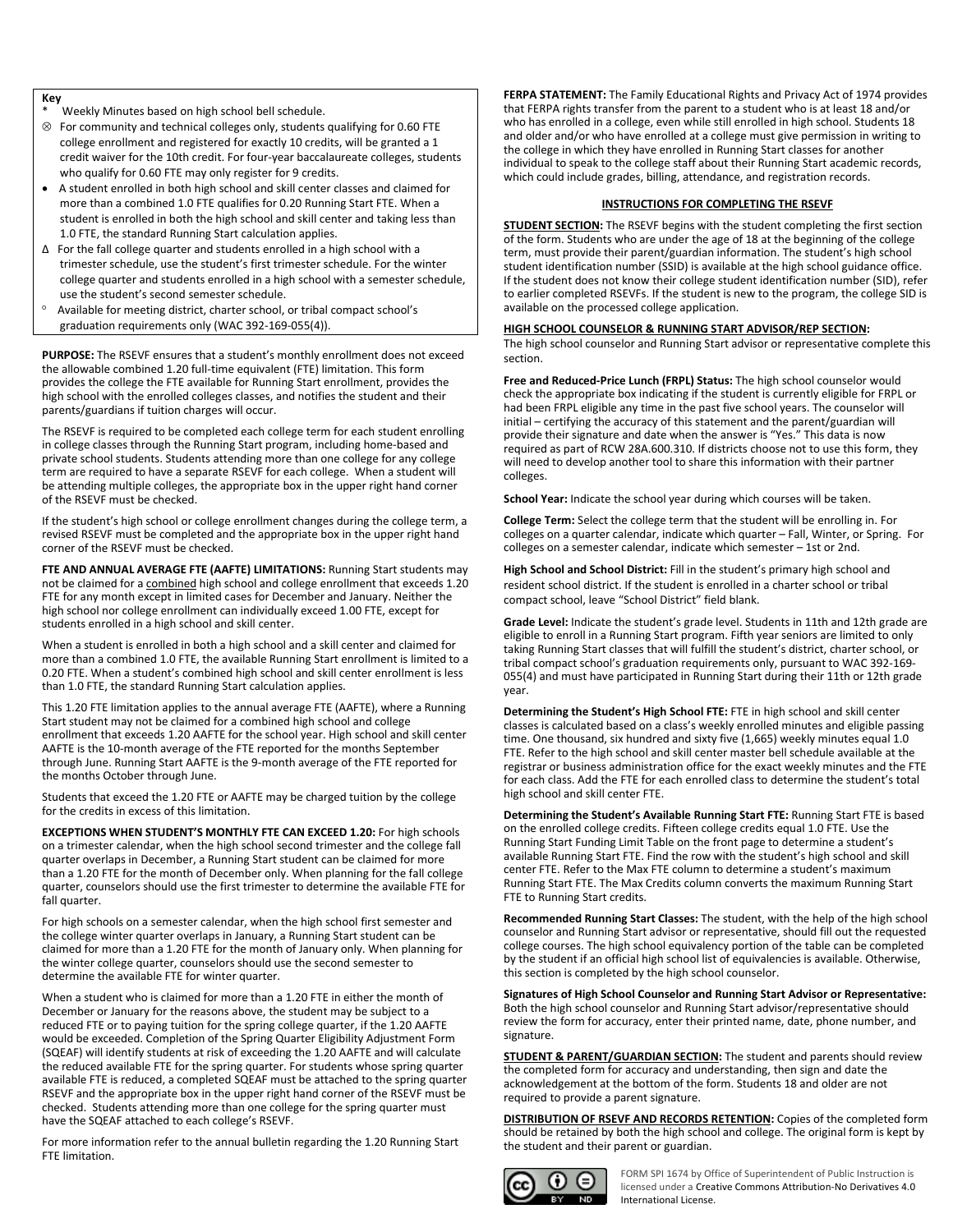**Key**

\* Weekly Minutes based on high school bell schedule.

⊗ For community and technical colleges only, students qualifying for 0.60 FTE college enrollment and registered for exactly 10 credits, will be granted a 1 credit waiver for the 10th credit. For four-year baccalaureate colleges, students who qualify for 0.60 FTE may only register for 9 credits.

• A student enrolled in both high school and skill center classes and claimed for more than a combined 1.0 FTE qualifies for 0.20 Running Start FTE. When a student is enrolled in both the high school and skill center and taking less than 1.0 FTE, the standard Running Start calculation applies.

Δ For the fall college quarter and students enrolled in a high school with a trimester schedule, use the student's first trimester schedule. For the winter college quarter and students enrolled in a high school with a semester schedule, use the student's second semester schedule.

° Available for meeting district, charter school, or tribal compact school's graduation requirements only (WAC 392-169-055(4)).

**PURPOSE:** The RSEVF ensures that a student's monthly enrollment does not exceed the allowable combined 1.20 full-time equivalent (FTE) limitation. This form provides the college the FTE available for Running Start enrollment, provides the high school with the enrolled colleges classes, and notifies the student and their parents/guardians if tuition charges will occur.

The RSEVF is required to be completed each college term for each student enrolling in college classes through the Running Start program, including home-based and private school students. Students attending more than one college for any college term are required to have a separate RSEVF for each college. When a student will be attending multiple colleges, the appropriate box in the upper right hand corner of the RSEVF must be checked.

If the student's high school or college enrollment changes during the college term, a revised RSEVF must be completed and the appropriate box in the upper right hand corner of the RSEVF must be checked.

**FTE AND ANNUAL AVERAGE FTE (AAFTE) LIMITATIONS:** Running Start students may not be claimed for a combined high school and college enrollment that exceeds 1.20 FTE for any month except in limited cases for December and January. Neither the high school nor college enrollment can individually exceed 1.00 FTE, except for students enrolled in a high school and skill center.

When a student is enrolled in both a high school and a skill center and claimed for more than a combined 1.0 FTE, the available Running Start enrollment is limited to a 0.20 FTE. When a student's combined high school and skill center enrollment is less than 1.0 FTE, the standard Running Start calculation applies.

This 1.20 FTE limitation applies to the annual average FTE (AAFTE), where a Running Start student may not be claimed for a combined high school and college enrollment that exceeds 1.20 AAFTE for the school year. High school and skill center AAFTE is the 10-month average of the FTE reported for the months September through June. Running Start AAFTE is the 9-month average of the FTE reported for the months October through June.

Students that exceed the 1.20 FTE or AAFTE may be charged tuition by the college for the credits in excess of this limitation.

**EXCEPTIONS WHEN STUDENT'S MONTHLY FTE CAN EXCEED 1.20:** For high schools on a trimester calendar, when the high school second trimester and the college fall quarter overlaps in December, a Running Start student can be claimed for more than a 1.20 FTE for the month of December only. When planning for the fall college quarter, counselors should use the first trimester to determine the available FTE for fall quarter.

For high schools on a semester calendar, when the high school first semester and the college winter quarter overlaps in January, a Running Start student can be claimed for more than a 1.20 FTE for the month of January only. When planning for the winter college quarter, counselors should use the second semester to determine the available FTE for winter quarter.

When a student who is claimed for more than a 1.20 FTE in either the month of December or January for the reasons above, the student may be subject to a reduced FTE or to paying tuition for the spring college quarter, if the 1.20 AAFTE would be exceeded. Completion of the Spring Quarter Eligibility Adjustment Form (SQEAF) will identify students at risk of exceeding the 1.20 AAFTE and will calculate the reduced available FTE for the spring quarter. For students whose spring quarter available FTE is reduced, a completed SQEAF must be attached to the spring quarter RSEVF and the appropriate box in the upper right hand corner of the RSEVF must be checked. Students attending more than one college for the spring quarter must have the SQEAF attached to each college's RSEVF.

For more information refer to the annual bulletin regarding the 1.20 Running Start FTE limitation.

**FERPA STATEMENT:** The Family Educational Rights and Privacy Act of 1974 provides that FERPA rights transfer from the parent to a student who is at least 18 and/or who has enrolled in a college, even while still enrolled in high school. Students 18 and older and/or who have enrolled at a college must give permission in writing to the college in which they have enrolled in Running Start classes for another individual to speak to the college staff about their Running Start academic records, which could include grades, billing, attendance, and registration records.

## INSTRUCTIONS FOR COMPLETING THE RSEVF

**STUDENT SECTION:** The RSEVF begins with the student completing the first section of the form. Students who are under the age of 18 at the beginning of the college term, must provide their parent/guardian information. The student's high school student identification number (SSID) is available at the high school guidance office. If the student does not know their college student identification number (SID), refer to earlier completed RSEVFs. If the student is new to the program, the college SID is available on the processed college application.

**HIGH SCHOOL COUNSELOR & RUNNING START ADVISOR/REP SECTION:**
The high school counselor and Running Start advisor or representative complete this section.

**Free and Reduced-Price Lunch (FRPL) Status:** The high school counselor would check the appropriate box indicating if the student is currently eligible for FRPL or had been FRPL eligible any time in the past five school years. The counselor will initial – certifying the accuracy of this statement and the parent/guardian will provide their signature and date when the answer is "Yes." This data is now required as part of RCW 28A.600.310. If districts choose not to use this form, they will need to develop another tool to share this information with their partner colleges.

**School Year:** Indicate the school year during which courses will be taken.

**College Term:** Select the college term that the student will be enrolling in. For colleges on a quarter calendar, indicate which quarter – Fall, Winter, or Spring. For colleges on a semester calendar, indicate which semester – 1st or 2nd.

**High School and School District:** Fill in the student's primary high school and resident school district. If the student is enrolled in a charter school or tribal compact school, leave "School District" field blank.

**Grade Level:** Indicate the student's grade level. Students in 11th and 12th grade are eligible to enroll in a Running Start program. Fifth year seniors are limited to only taking Running Start classes that will fulfill the student's district, charter school, or tribal compact school's graduation requirements only, pursuant to WAC 392-169-055(4) and must have participated in Running Start during their 11th or 12th grade year.

**Determining the Student's High School FTE:** FTE in high school and skill center classes is calculated based on a class's weekly enrolled minutes and eligible passing time. One thousand, six hundred and sixty five (1,665) weekly minutes equal 1.0 FTE. Refer to the high school and skill center master bell schedule available at the registrar or business administration office for the exact weekly minutes and the FTE for each class. Add the FTE for each enrolled class to determine the student's total high school and skill center FTE.

**Determining the Student's Available Running Start FTE:** Running Start FTE is based on the enrolled college credits. Fifteen college credits equal 1.0 FTE. Use the Running Start Funding Limit Table on the front page to determine a student's available Running Start FTE. Find the row with the student's high school and skill center FTE. Refer to the Max FTE column to determine a student's maximum Running Start FTE. The Max Credits column converts the maximum Running Start FTE to Running Start credits.

**Recommended Running Start Classes:** The student, with the help of the high school counselor and Running Start advisor or representative, should fill out the requested college courses. The high school equivalency portion of the table can be completed by the student if an official high school list of equivalencies is available. Otherwise, this section is completed by the high school counselor.

**Signatures of High School Counselor and Running Start Advisor or Representative:** Both the high school counselor and Running Start advisor/representative should review the form for accuracy, enter their printed name, date, phone number, and signature.

**STUDENT & PARENT/GUARDIAN SECTION:** The student and parents should review the completed form for accuracy and understanding, then sign and date the acknowledgement at the bottom of the form. Students 18 and older are not required to provide a parent signature.

**DISTRIBUTION OF RSEVF AND RECORDS RETENTION:** Copies of the completed form should be retained by both the high school and college. The original form is kept by the student and their parent or guardian.

FORM SPI 1674 by Office of Superintendent of Public Instruction is licensed under a Creative Commons Attribution-No Derivatives 4.0 International License.